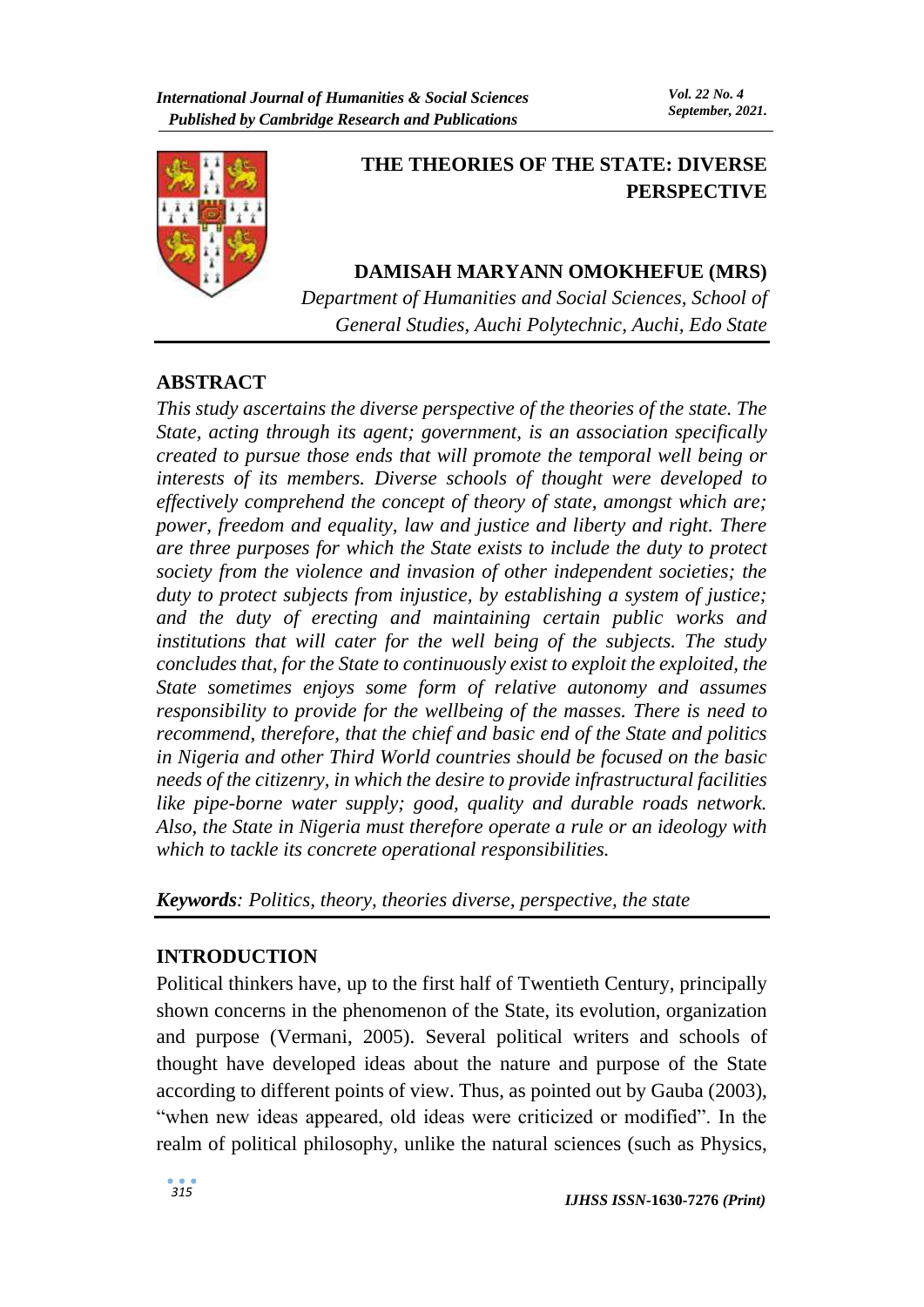# THE THEORIES OF THE STATE: DIVERSE PERSPECTIVE

**DAMISAH MARYANN OMOKHEFUE (MRS)**

*Department of Humanities and Social Sciences, School of General Studies, Auchi Polytechnic, Auchi, Edo State*

## ABSTRACT

*This study ascertains the diverse perspective of the theories of the state. The State, acting through its agent; government, is an association specifically created to pursue those ends that will promote the temporal well being or interests of its members. Diverse schools of thought were developed to effectively comprehend the concept of theory of state, amongst which are; power, freedom and equality, law and justice and liberty and right. There are three purposes for which the State exists to include the duty to protect society from the violence and invasion of other independent societies; the duty to protect subjects from injustice, by establishing a system of justice; and the duty of erecting and maintaining certain public works and institutions that will cater for the well being of the subjects. The study concludes that, for the State to continuously exist to exploit the exploited, the State sometimes enjoys some form of relative autonomy and assumes responsibility to provide for the wellbeing of the masses. There is need to recommend, therefore, that the chief and basic end of the State and politics in Nigeria and other Third World countries should be focused on the basic needs of the citizenry, in which the desire to provide infrastructural facilities like pipe-borne water supply; good, quality and durable roads network. Also, the State in Nigeria must therefore operate a rule or an ideology with which to tackle its concrete operational responsibilities.*

***Keywords**: Politics, theory, theories diverse, perspective, the state*

## INTRODUCTION

Political thinkers have, up to the first half of Twentieth Century, principally shown concerns in the phenomenon of the State, its evolution, organization and purpose (Vermani, 2005). Several political writers and schools of thought have developed ideas about the nature and purpose of the State according to different points of view. Thus, as pointed out by Gauba (2003), "when new ideas appeared, old ideas were criticized or modified". In the realm of political philosophy, unlike the natural sciences (such as Physics,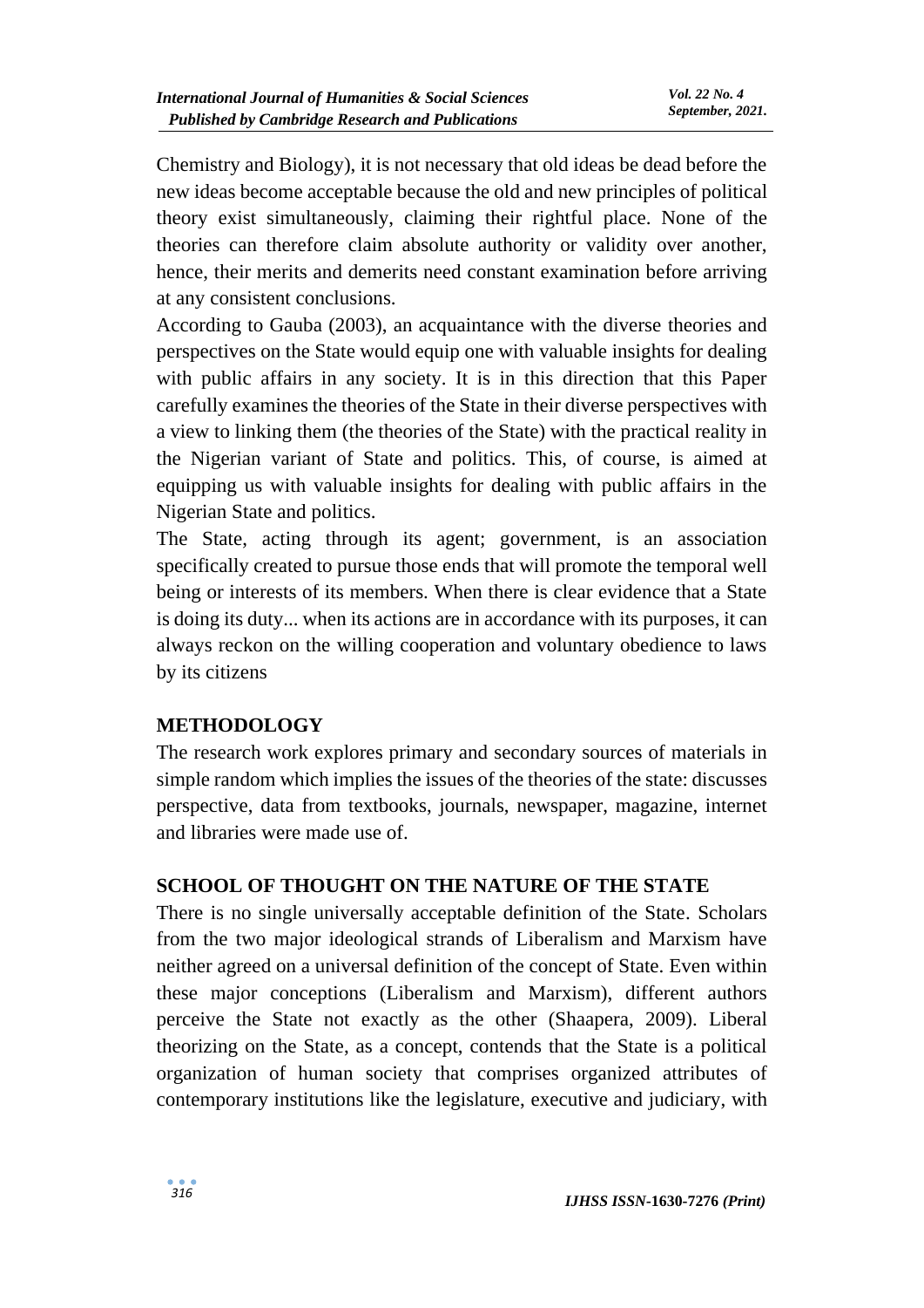Chemistry and Biology), it is not necessary that old ideas be dead before the new ideas become acceptable because the old and new principles of political theory exist simultaneously, claiming their rightful place. None of the theories can therefore claim absolute authority or validity over another, hence, their merits and demerits need constant examination before arriving at any consistent conclusions.

According to Gauba (2003), an acquaintance with the diverse theories and perspectives on the State would equip one with valuable insights for dealing with public affairs in any society. It is in this direction that this Paper carefully examines the theories of the State in their diverse perspectives with a view to linking them (the theories of the State) with the practical reality in the Nigerian variant of State and politics. This, of course, is aimed at equipping us with valuable insights for dealing with public affairs in the Nigerian State and politics.

The State, acting through its agent; government, is an association specifically created to pursue those ends that will promote the temporal well being or interests of its members. When there is clear evidence that a State is doing its duty... when its actions are in accordance with its purposes, it can always reckon on the willing cooperation and voluntary obedience to laws by its citizens

## METHODOLOGY

The research work explores primary and secondary sources of materials in simple random which implies the issues of the theories of the state: discusses perspective, data from textbooks, journals, newspaper, magazine, internet and libraries were made use of.

## SCHOOL OF THOUGHT ON THE NATURE OF THE STATE

There is no single universally acceptable definition of the State. Scholars from the two major ideological strands of Liberalism and Marxism have neither agreed on a universal definition of the concept of State. Even within these major conceptions (Liberalism and Marxism), different authors perceive the State not exactly as the other (Shaapera, 2009). Liberal theorizing on the State, as a concept, contends that the State is a political organization of human society that comprises organized attributes of contemporary institutions like the legislature, executive and judiciary, with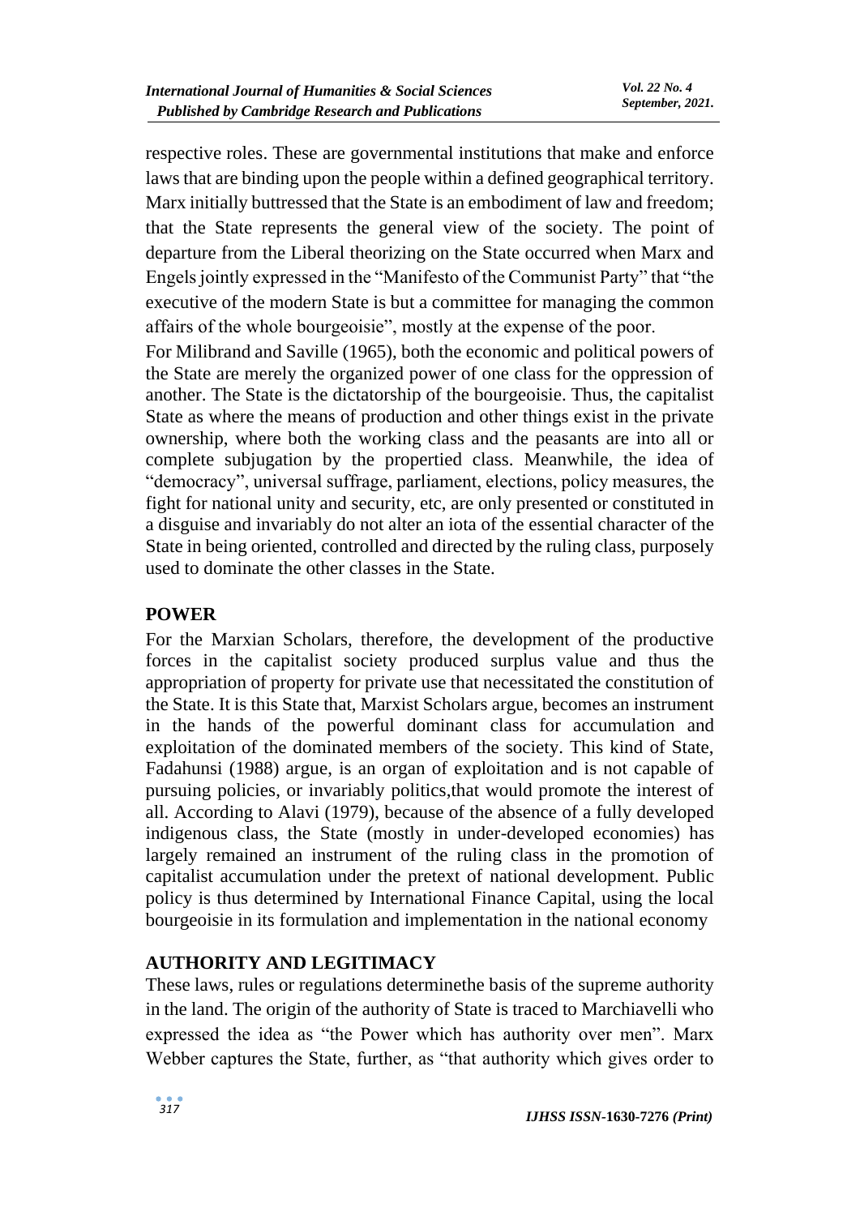respective roles. These are governmental institutions that make and enforce laws that are binding upon the people within a defined geographical territory. Marx initially buttressed that the State is an embodiment of law and freedom; that the State represents the general view of the society. The point of departure from the Liberal theorizing on the State occurred when Marx and Engels jointly expressed in the "Manifesto of the Communist Party" that "the executive of the modern State is but a committee for managing the common affairs of the whole bourgeoisie", mostly at the expense of the poor.

For Milibrand and Saville (1965), both the economic and political powers of the State are merely the organized power of one class for the oppression of another. The State is the dictatorship of the bourgeoisie. Thus, the capitalist State as where the means of production and other things exist in the private ownership, where both the working class and the peasants are into all or complete subjugation by the propertied class. Meanwhile, the idea of "democracy", universal suffrage, parliament, elections, policy measures, the fight for national unity and security, etc, are only presented or constituted in a disguise and invariably do not alter an iota of the essential character of the State in being oriented, controlled and directed by the ruling class, purposely used to dominate the other classes in the State.

## POWER

For the Marxian Scholars, therefore, the development of the productive forces in the capitalist society produced surplus value and thus the appropriation of property for private use that necessitated the constitution of the State. It is this State that, Marxist Scholars argue, becomes an instrument in the hands of the powerful dominant class for accumulation and exploitation of the dominated members of the society. This kind of State, Fadahunsi (1988) argue, is an organ of exploitation and is not capable of pursuing policies, or invariably politics,that would promote the interest of all. According to Alavi (1979), because of the absence of a fully developed indigenous class, the State (mostly in under-developed economies) has largely remained an instrument of the ruling class in the promotion of capitalist accumulation under the pretext of national development. Public policy is thus determined by International Finance Capital, using the local bourgeoisie in its formulation and implementation in the national economy

## AUTHORITY AND LEGITIMACY

These laws, rules or regulations determinethe basis of the supreme authority in the land. The origin of the authority of State is traced to Marchiavelli who expressed the idea as "the Power which has authority over men". Marx Webber captures the State, further, as "that authority which gives order to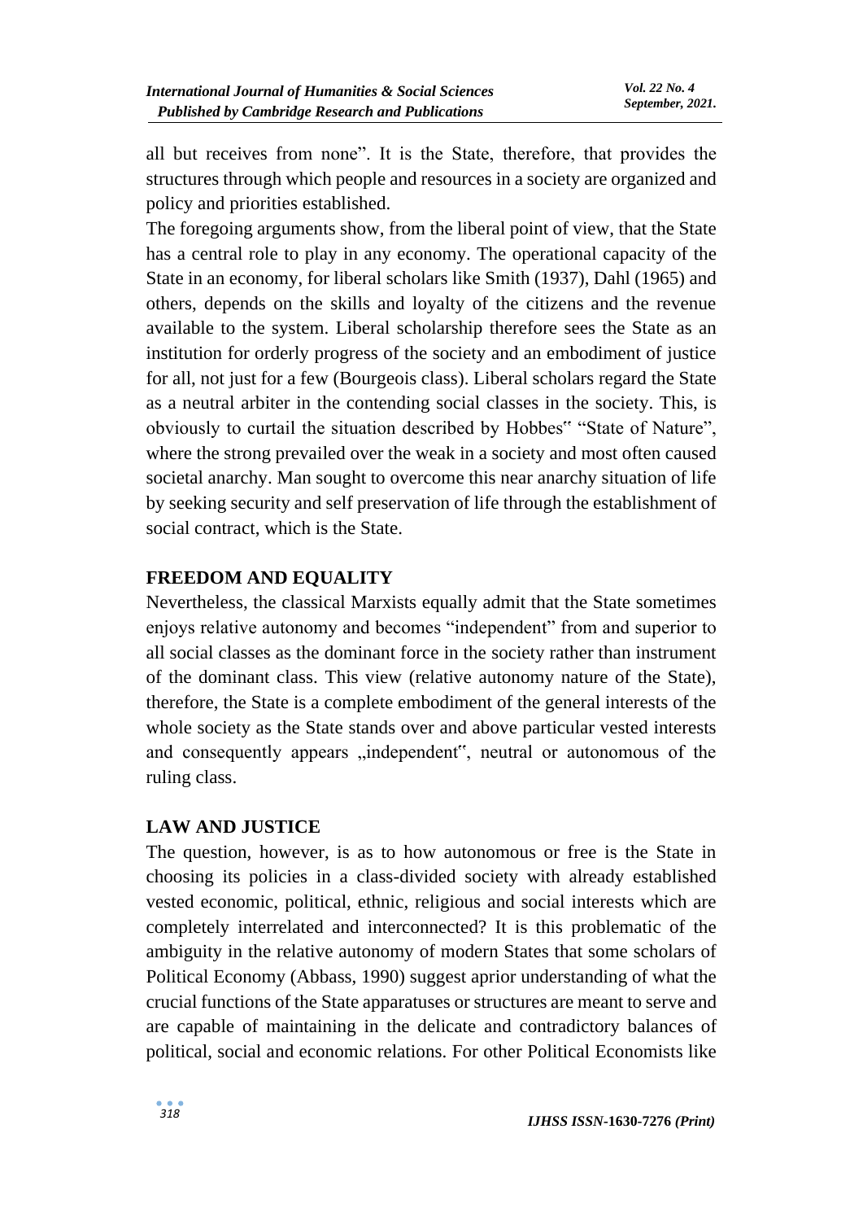all but receives from none". It is the State, therefore, that provides the structures through which people and resources in a society are organized and policy and priorities established.

The foregoing arguments show, from the liberal point of view, that the State has a central role to play in any economy. The operational capacity of the State in an economy, for liberal scholars like Smith (1937), Dahl (1965) and others, depends on the skills and loyalty of the citizens and the revenue available to the system. Liberal scholarship therefore sees the State as an institution for orderly progress of the society and an embodiment of justice for all, not just for a few (Bourgeois class). Liberal scholars regard the State as a neutral arbiter in the contending social classes in the society. This, is obviously to curtail the situation described by Hobbes‟ "State of Nature", where the strong prevailed over the weak in a society and most often caused societal anarchy. Man sought to overcome this near anarchy situation of life by seeking security and self preservation of life through the establishment of social contract, which is the State.

## FREEDOM AND EQUALITY

Nevertheless, the classical Marxists equally admit that the State sometimes enjoys relative autonomy and becomes "independent" from and superior to all social classes as the dominant force in the society rather than instrument of the dominant class. This view (relative autonomy nature of the State), therefore, the State is a complete embodiment of the general interests of the whole society as the State stands over and above particular vested interests and consequently appears „independent‟, neutral or autonomous of the ruling class.

## LAW AND JUSTICE

The question, however, is as to how autonomous or free is the State in choosing its policies in a class-divided society with already established vested economic, political, ethnic, religious and social interests which are completely interrelated and interconnected? It is this problematic of the ambiguity in the relative autonomy of modern States that some scholars of Political Economy (Abbass, 1990) suggest aprior understanding of what the crucial functions of the State apparatuses or structures are meant to serve and are capable of maintaining in the delicate and contradictory balances of political, social and economic relations. For other Political Economists like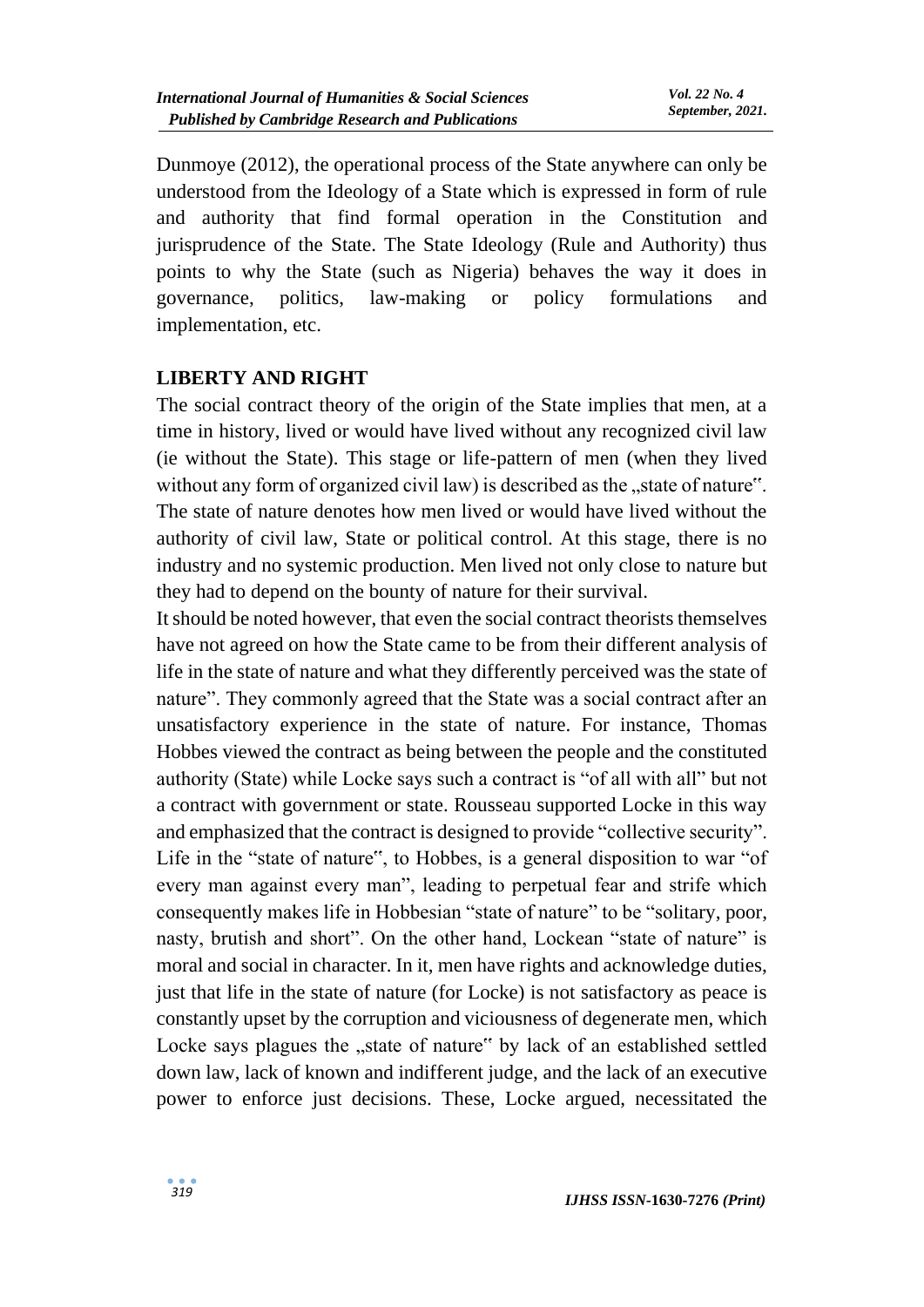Dunmoye (2012), the operational process of the State anywhere can only be understood from the Ideology of a State which is expressed in form of rule and authority that find formal operation in the Constitution and jurisprudence of the State. The State Ideology (Rule and Authority) thus points to why the State (such as Nigeria) behaves the way it does in governance, politics, law-making or policy formulations and implementation, etc.

## LIBERTY AND RIGHT

The social contract theory of the origin of the State implies that men, at a time in history, lived or would have lived without any recognized civil law (ie without the State). This stage or life-pattern of men (when they lived without any form of organized civil law) is described as the „state of nature". The state of nature denotes how men lived or would have lived without the authority of civil law, State or political control. At this stage, there is no industry and no systemic production. Men lived not only close to nature but they had to depend on the bounty of nature for their survival.

It should be noted however, that even the social contract theorists themselves have not agreed on how the State came to be from their different analysis of life in the state of nature and what they differently perceived was the state of nature". They commonly agreed that the State was a social contract after an unsatisfactory experience in the state of nature. For instance, Thomas Hobbes viewed the contract as being between the people and the constituted authority (State) while Locke says such a contract is "of all with all" but not a contract with government or state. Rousseau supported Locke in this way and emphasized that the contract is designed to provide "collective security". Life in the "state of nature", to Hobbes, is a general disposition to war "of every man against every man", leading to perpetual fear and strife which consequently makes life in Hobbesian "state of nature" to be "solitary, poor, nasty, brutish and short". On the other hand, Lockean "state of nature" is moral and social in character. In it, men have rights and acknowledge duties, just that life in the state of nature (for Locke) is not satisfactory as peace is constantly upset by the corruption and viciousness of degenerate men, which Locke says plagues the „state of nature" by lack of an established settled down law, lack of known and indifferent judge, and the lack of an executive power to enforce just decisions. These, Locke argued, necessitated the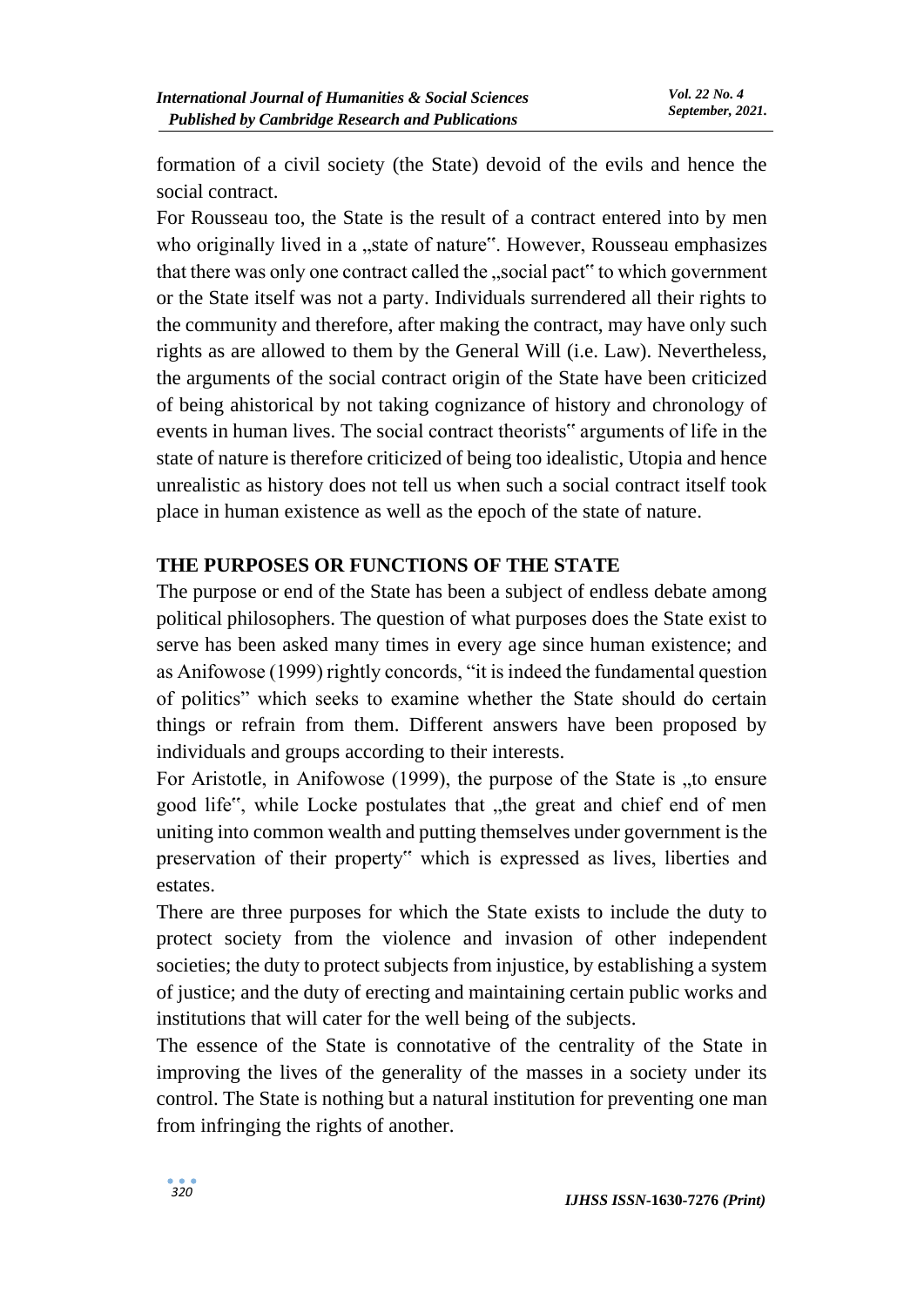formation of a civil society (the State) devoid of the evils and hence the social contract.

For Rousseau too, the State is the result of a contract entered into by men who originally lived in a „state of nature". However, Rousseau emphasizes that there was only one contract called the „social pact" to which government or the State itself was not a party. Individuals surrendered all their rights to the community and therefore, after making the contract, may have only such rights as are allowed to them by the General Will (i.e. Law). Nevertheless, the arguments of the social contract origin of the State have been criticized of being ahistorical by not taking cognizance of history and chronology of events in human lives. The social contract theorists" arguments of life in the state of nature is therefore criticized of being too idealistic, Utopia and hence unrealistic as history does not tell us when such a social contract itself took place in human existence as well as the epoch of the state of nature.

## THE PURPOSES OR FUNCTIONS OF THE STATE

The purpose or end of the State has been a subject of endless debate among political philosophers. The question of what purposes does the State exist to serve has been asked many times in every age since human existence; and as Anifowose (1999) rightly concords, "it is indeed the fundamental question of politics" which seeks to examine whether the State should do certain things or refrain from them. Different answers have been proposed by individuals and groups according to their interests.

For Aristotle, in Anifowose (1999), the purpose of the State is „to ensure good life", while Locke postulates that „the great and chief end of men uniting into common wealth and putting themselves under government is the preservation of their property" which is expressed as lives, liberties and estates.

There are three purposes for which the State exists to include the duty to protect society from the violence and invasion of other independent societies; the duty to protect subjects from injustice, by establishing a system of justice; and the duty of erecting and maintaining certain public works and institutions that will cater for the well being of the subjects.

The essence of the State is connotative of the centrality of the State in improving the lives of the generality of the masses in a society under its control. The State is nothing but a natural institution for preventing one man from infringing the rights of another.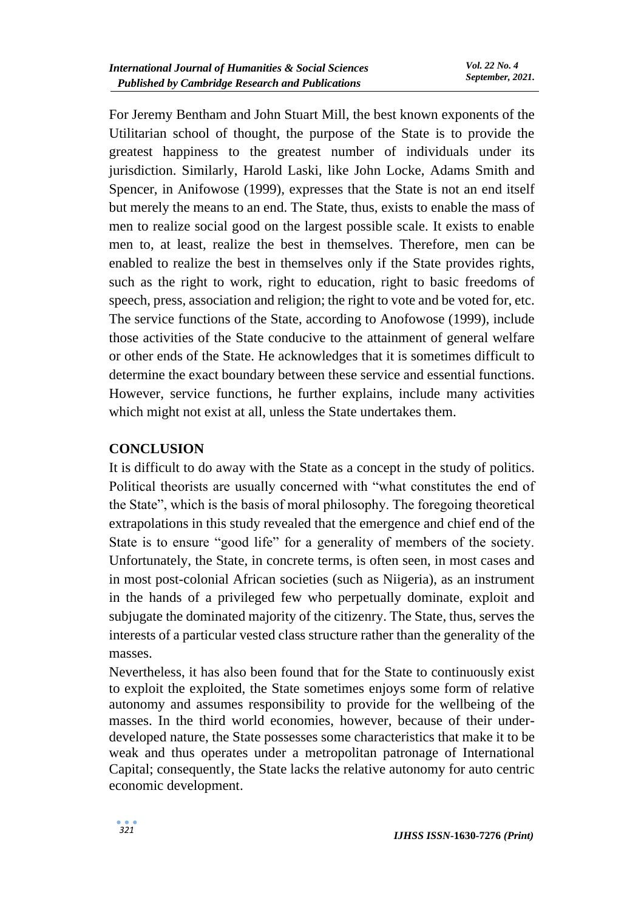For Jeremy Bentham and John Stuart Mill, the best known exponents of the Utilitarian school of thought, the purpose of the State is to provide the greatest happiness to the greatest number of individuals under its jurisdiction. Similarly, Harold Laski, like John Locke, Adams Smith and Spencer, in Anifowose (1999), expresses that the State is not an end itself but merely the means to an end. The State, thus, exists to enable the mass of men to realize social good on the largest possible scale. It exists to enable men to, at least, realize the best in themselves. Therefore, men can be enabled to realize the best in themselves only if the State provides rights, such as the right to work, right to education, right to basic freedoms of speech, press, association and religion; the right to vote and be voted for, etc. The service functions of the State, according to Anofowose (1999), include those activities of the State conducive to the attainment of general welfare or other ends of the State. He acknowledges that it is sometimes difficult to determine the exact boundary between these service and essential functions. However, service functions, he further explains, include many activities which might not exist at all, unless the State undertakes them.

## CONCLUSION

It is difficult to do away with the State as a concept in the study of politics. Political theorists are usually concerned with "what constitutes the end of the State", which is the basis of moral philosophy. The foregoing theoretical extrapolations in this study revealed that the emergence and chief end of the State is to ensure "good life" for a generality of members of the society. Unfortunately, the State, in concrete terms, is often seen, in most cases and in most post-colonial African societies (such as Niigeria), as an instrument in the hands of a privileged few who perpetually dominate, exploit and subjugate the dominated majority of the citizenry. The State, thus, serves the interests of a particular vested class structure rather than the generality of the masses.

Nevertheless, it has also been found that for the State to continuously exist to exploit the exploited, the State sometimes enjoys some form of relative autonomy and assumes responsibility to provide for the wellbeing of the masses. In the third world economies, however, because of their under-developed nature, the State possesses some characteristics that make it to be weak and thus operates under a metropolitan patronage of International Capital; consequently, the State lacks the relative autonomy for auto centric economic development.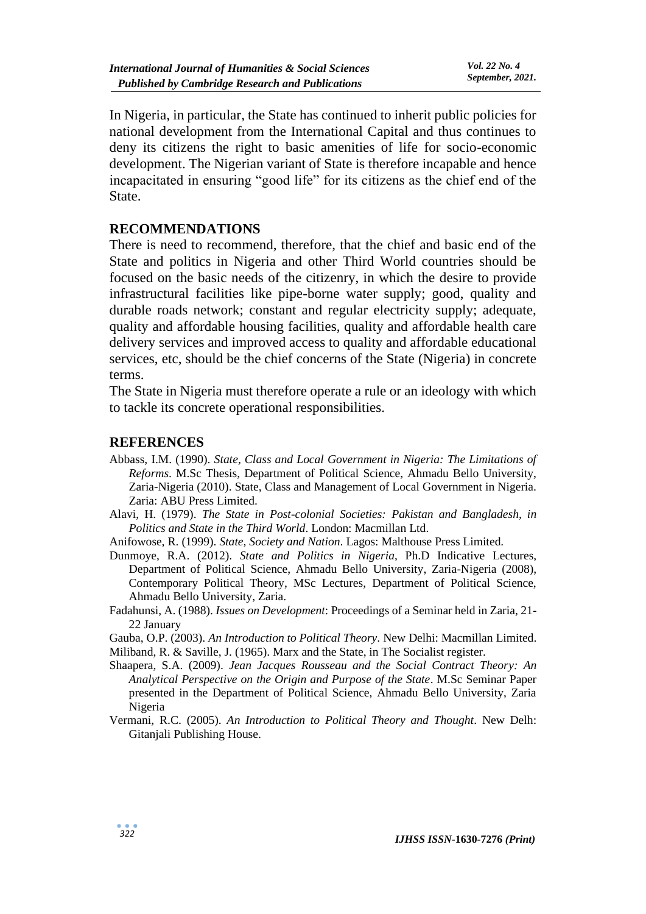In Nigeria, in particular, the State has continued to inherit public policies for national development from the International Capital and thus continues to deny its citizens the right to basic amenities of life for socio-economic development. The Nigerian variant of State is therefore incapable and hence incapacitated in ensuring "good life" for its citizens as the chief end of the State.

## RECOMMENDATIONS

There is need to recommend, therefore, that the chief and basic end of the State and politics in Nigeria and other Third World countries should be focused on the basic needs of the citizenry, in which the desire to provide infrastructural facilities like pipe-borne water supply; good, quality and durable roads network; constant and regular electricity supply; adequate, quality and affordable housing facilities, quality and affordable health care delivery services and improved access to quality and affordable educational services, etc, should be the chief concerns of the State (Nigeria) in concrete terms.

The State in Nigeria must therefore operate a rule or an ideology with which to tackle its concrete operational responsibilities.

## REFERENCES

Abbass, I.M. (1990). *State, Class and Local Government in Nigeria: The Limitations of Reforms*. M.Sc Thesis, Department of Political Science, Ahmadu Bello University, Zaria-Nigeria (2010). State, Class and Management of Local Government in Nigeria. Zaria: ABU Press Limited.

Alavi, H. (1979). *The State in Post-colonial Societies: Pakistan and Bangladesh, in Politics and State in the Third World*. London: Macmillan Ltd.

Anifowose, R. (1999). *State, Society and Nation*. Lagos: Malthouse Press Limited.

Dunmoye, R.A. (2012). *State and Politics in Nigeria*, Ph.D Indicative Lectures, Department of Political Science, Ahmadu Bello University, Zaria-Nigeria (2008), Contemporary Political Theory, MSc Lectures, Department of Political Science, Ahmadu Bello University, Zaria.

Fadahunsi, A. (1988). *Issues on Development*: Proceedings of a Seminar held in Zaria, 21-22 January

Gauba, O.P. (2003). *An Introduction to Political Theory*. New Delhi: Macmillan Limited.

Miliband, R. & Saville, J. (1965). Marx and the State, in The Socialist register.

Shaapera, S.A. (2009). *Jean Jacques Rousseau and the Social Contract Theory: An Analytical Perspective on the Origin and Purpose of the State*. M.Sc Seminar Paper presented in the Department of Political Science, Ahmadu Bello University, Zaria Nigeria

Vermani, R.C. (2005). *An Introduction to Political Theory and Thought*. New Delh: Gitanjali Publishing House.